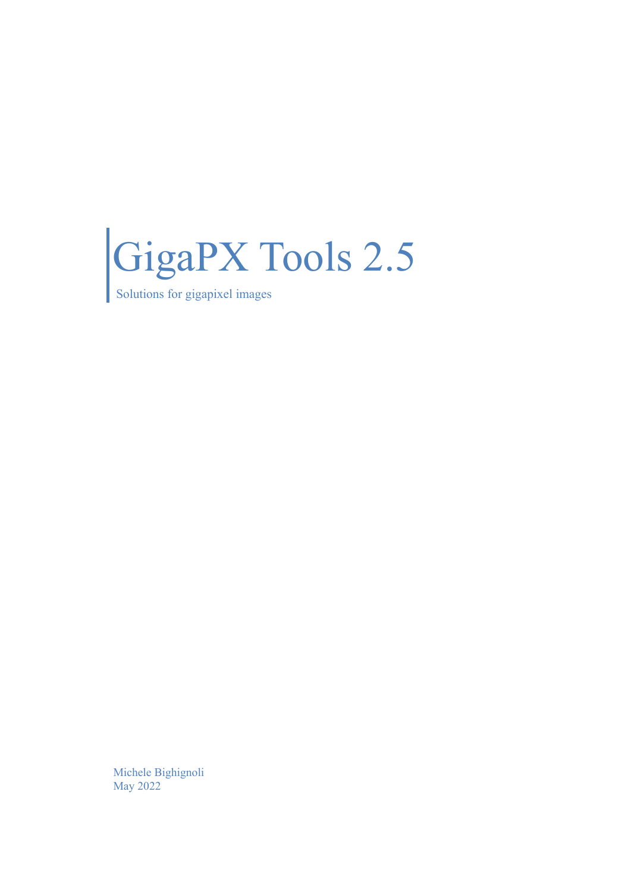# GigaPX Tools 2.5

Solutions for gigapixel images

Michele Bighignoli
May 2022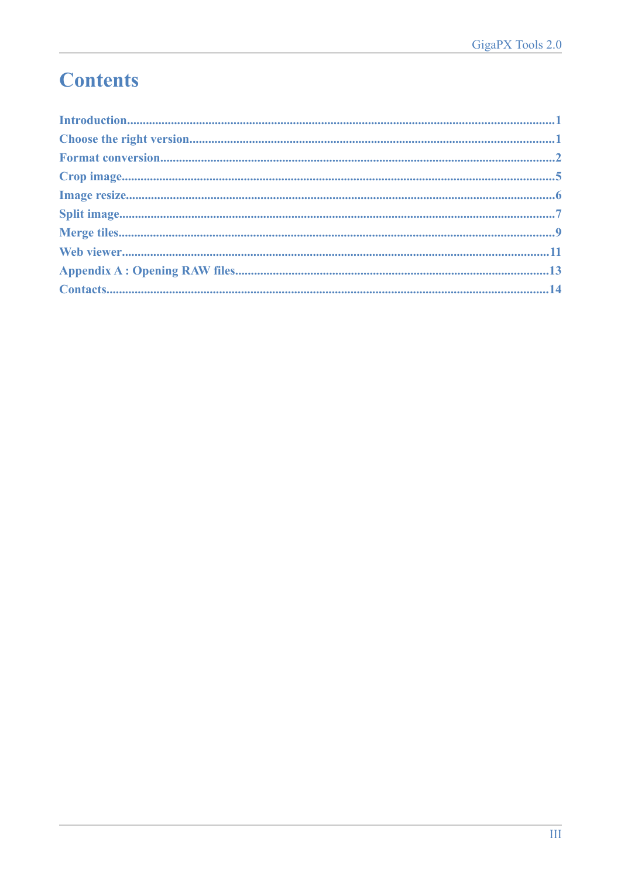# Contents

| | |
|---|---|
| Introduction | 1 |
| Choose the right version | 1 |
| Format conversion | 2 |
| Crop image | 5 |
| Image resize | 6 |
| Split image | 7 |
| Merge tiles | 9 |
| Web viewer | 11 |
| Appendix A : Opening RAW files | 13 |
| Contacts | 14 |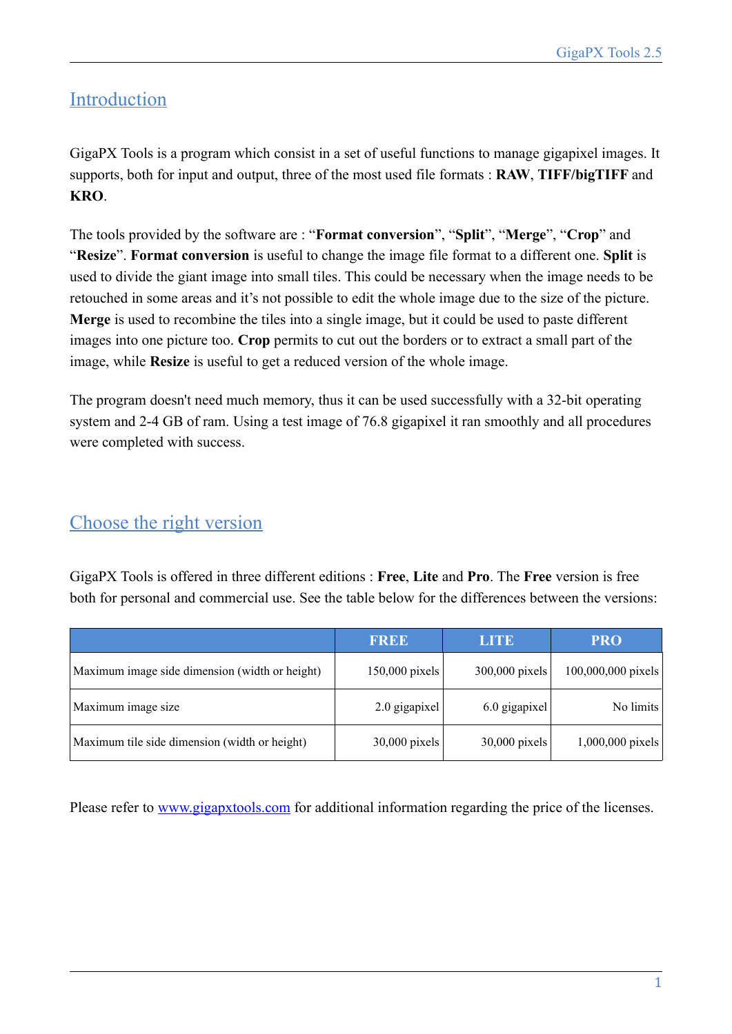## Introduction

GigaPX Tools is a program which consist in a set of useful functions to manage gigapixel images. It supports, both for input and output, three of the most used file formats : **RAW**, **TIFF/bigTIFF** and **KRO**.

The tools provided by the software are : "**Format conversion**", "**Split**", "**Merge**", "**Crop**" and "**Resize**". **Format conversion** is useful to change the image file format to a different one. **Split** is used to divide the giant image into small tiles. This could be necessary when the image needs to be retouched in some areas and it's not possible to edit the whole image due to the size of the picture. **Merge** is used to recombine the tiles into a single image, but it could be used to paste different images into one picture too. **Crop** permits to cut out the borders or to extract a small part of the image, while **Resize** is useful to get a reduced version of the whole image.

The program doesn't need much memory, thus it can be used successfully with a 32-bit operating system and 2-4 GB of ram. Using a test image of 76.8 gigapixel it ran smoothly and all procedures were completed with success.

## Choose the right version

GigaPX Tools is offered in three different editions : **Free**, **Lite** and **Pro**. The **Free** version is free both for personal and commercial use. See the table below for the differences between the versions:

| | FREE | LITE | PRO |
|---|---|---|---|
| Maximum image side dimension (width or height) | 150,000 pixels | 300,000 pixels | 100,000,000 pixels |
| Maximum image size | 2.0 gigapixel | 6.0 gigapixel | No limits |
| Maximum tile side dimension (width or height) | 30,000 pixels | 30,000 pixels | 1,000,000 pixels |

Please refer to [www.gigapxtools.com](http://www.gigapxtools.com) for additional information regarding the price of the licenses.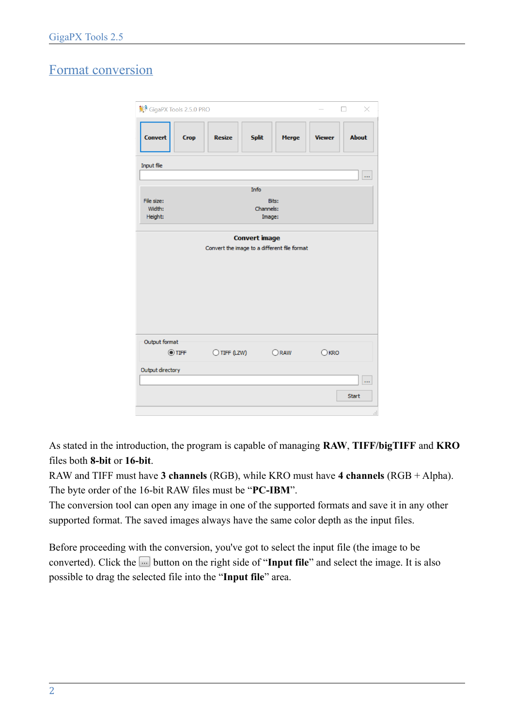# Format conversion

As stated in the introduction, the program is capable of managing **RAW**, **TIFF/bigTIFF** and **KRO** files both **8-bit** or **16-bit**.
RAW and TIFF must have **3 channels** (RGB), while KRO must have **4 channels** (RGB + Alpha).
The byte order of the 16-bit RAW files must be "**PC-IBM**".
The conversion tool can open any image in one of the supported formats and save it in any other supported format. The saved images always have the same color depth as the input files.

Before proceeding with the conversion, you've got to select the input file (the image to be converted). Click the ... button on the right side of "**Input file**" and select the image. It is also possible to drag the selected file into the "**Input file**" area.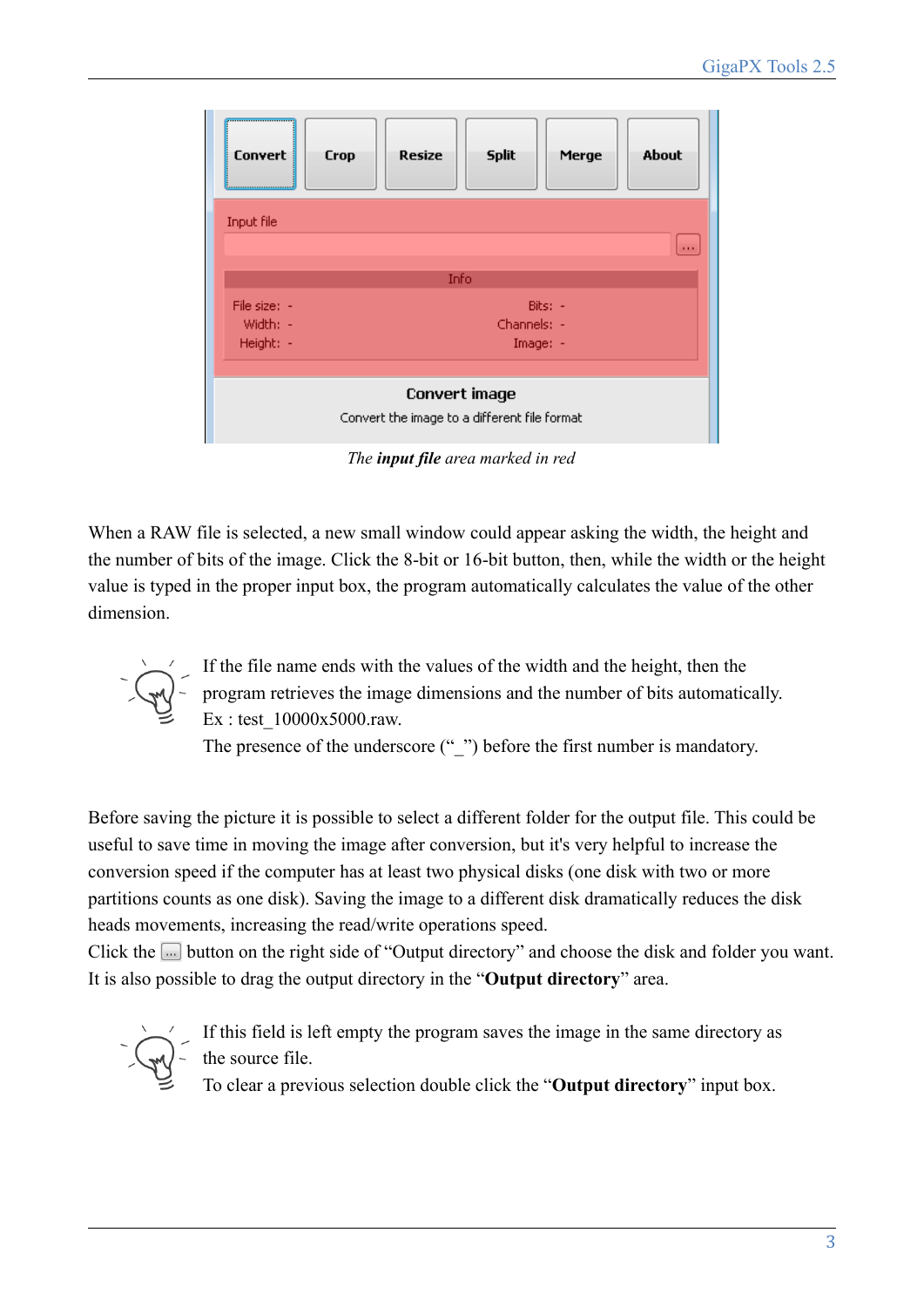*The **input file** area marked in red*

When a RAW file is selected, a new small window could appear asking the width, the height and the number of bits of the image. Click the 8-bit or 16-bit button, then, while the width or the height value is typed in the proper input box, the program automatically calculates the value of the other dimension.

If the file name ends with the values of the width and the height, then the program retrieves the image dimensions and the number of bits automatically.
Ex : test_10000x5000.raw.
The presence of the underscore ("_") before the first number is mandatory.

Before saving the picture it is possible to select a different folder for the output file. This could be useful to save time in moving the image after conversion, but it's very helpful to increase the conversion speed if the computer has at least two physical disks (one disk with two or more partitions counts as one disk). Saving the image to a different disk dramatically reduces the disk heads movements, increasing the read/write operations speed.
Click the ... button on the right side of "Output directory" and choose the disk and folder you want.
It is also possible to drag the output directory in the "**Output directory**" area.

If this field is left empty the program saves the image in the same directory as the source file.
To clear a previous selection double click the "**Output directory**" input box.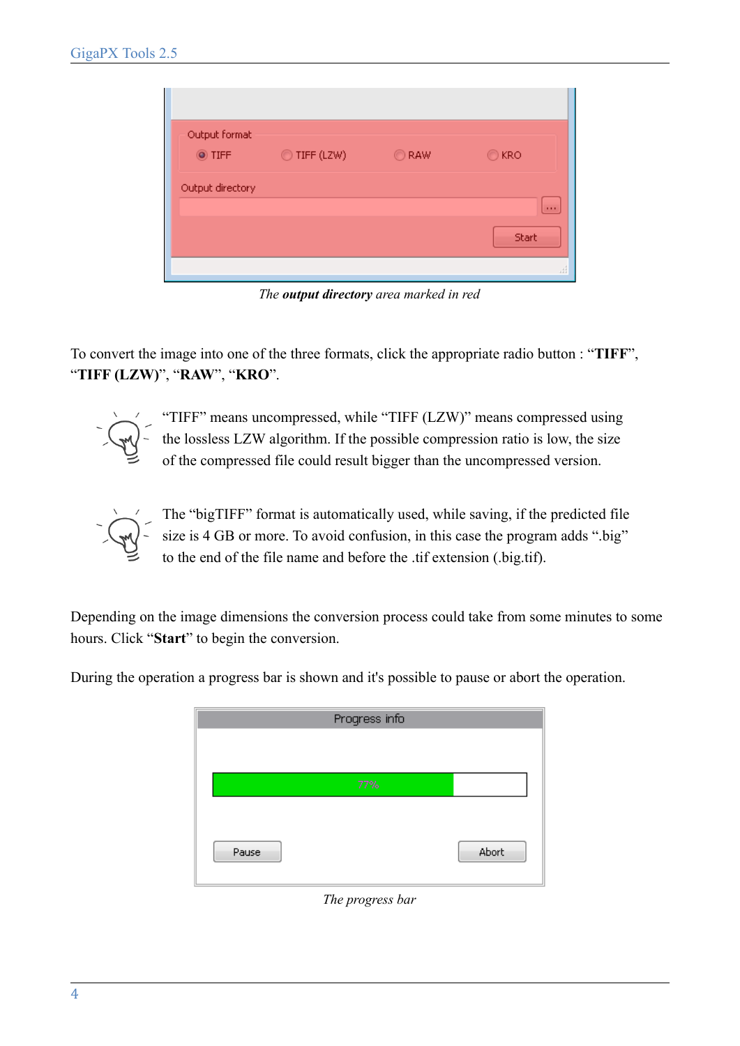*The **output directory** area marked in red*

To convert the image into one of the three formats, click the appropriate radio button : “**TIFF**”, “**TIFF (LZW)**”, “**RAW**”, “**KRO**”.

“TIFF” means uncompressed, while “TIFF (LZW)” means compressed using the lossless LZW algorithm. If the possible compression ratio is low, the size of the compressed file could result bigger than the uncompressed version.

The “bigTIFF” format is automatically used, while saving, if the predicted file size is 4 GB or more. To avoid confusion, in this case the program adds “.big” to the end of the file name and before the .tif extension (.big.tif).

Depending on the image dimensions the conversion process could take from some minutes to some hours. Click “**Start**” to begin the conversion.

During the operation a progress bar is shown and it's possible to pause or abort the operation.

*The progress bar*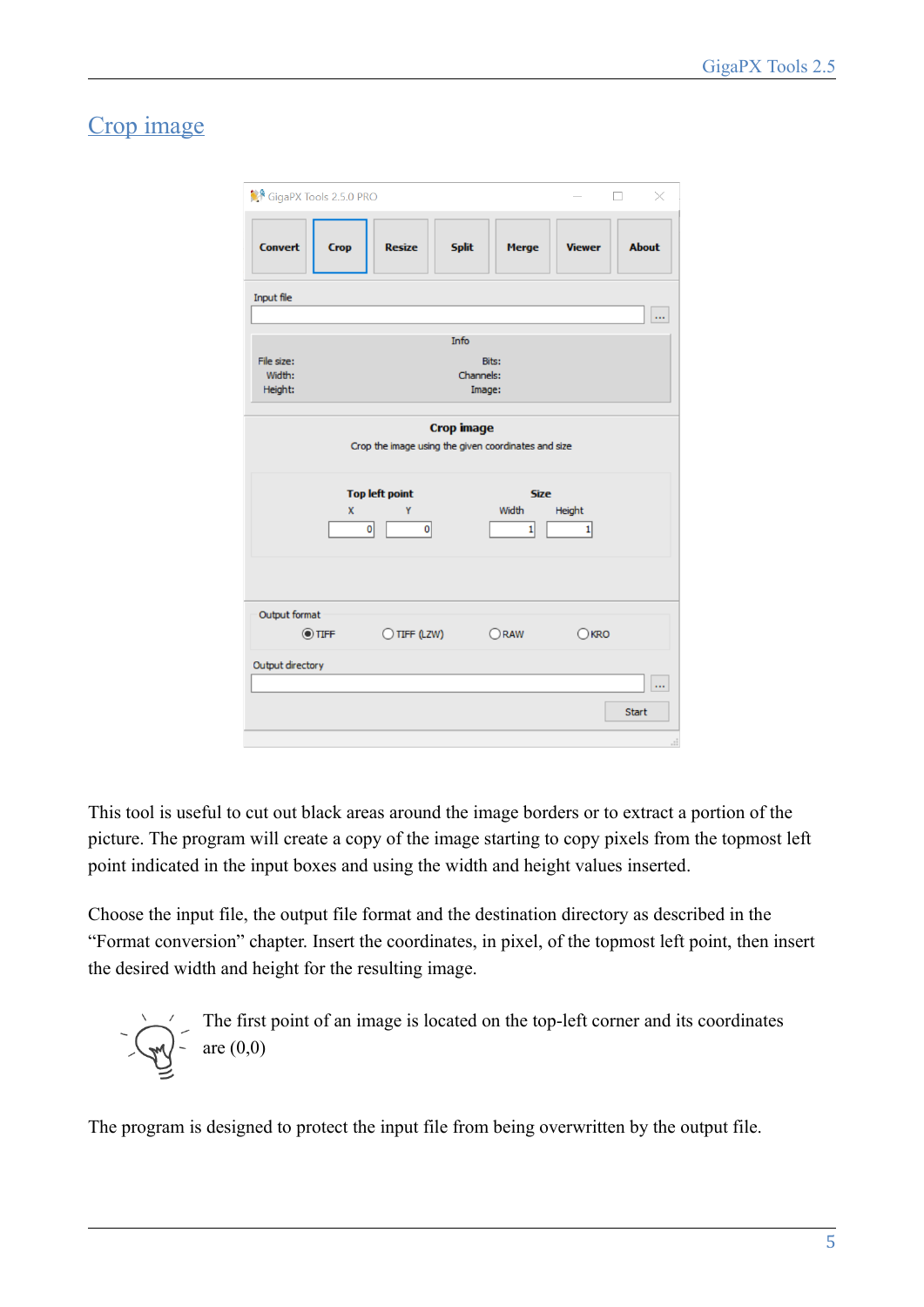# Crop image

This tool is useful to cut out black areas around the image borders or to extract a portion of the picture. The program will create a copy of the image starting to copy pixels from the topmost left point indicated in the input boxes and using the width and height values inserted.

Choose the input file, the output file format and the destination directory as described in the “Format conversion” chapter. Insert the coordinates, in pixel, of the topmost left point, then insert the desired width and height for the resulting image.

The first point of an image is located on the top-left corner and its coordinates are (0,0)

The program is designed to protect the input file from being overwritten by the output file.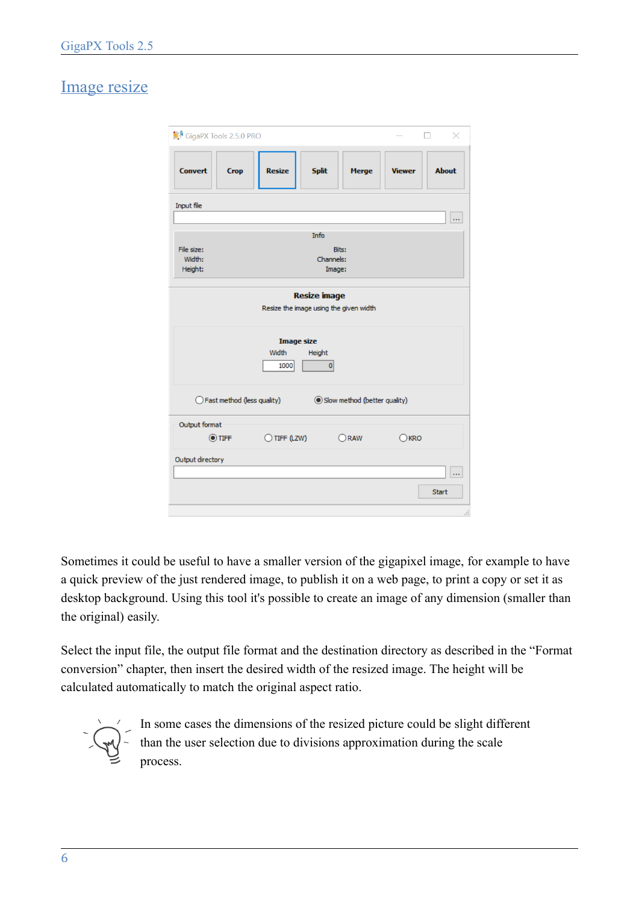# Image resize

Sometimes it could be useful to have a smaller version of the gigapixel image, for example to have a quick preview of the just rendered image, to publish it on a web page, to print a copy or set it as desktop background. Using this tool it's possible to create an image of any dimension (smaller than the original) easily.

Select the input file, the output file format and the destination directory as described in the “Format conversion” chapter, then insert the desired width of the resized image. The height will be calculated automatically to match the original aspect ratio.

In some cases the dimensions of the resized picture could be slight different than the user selection due to divisions approximation during the scale process.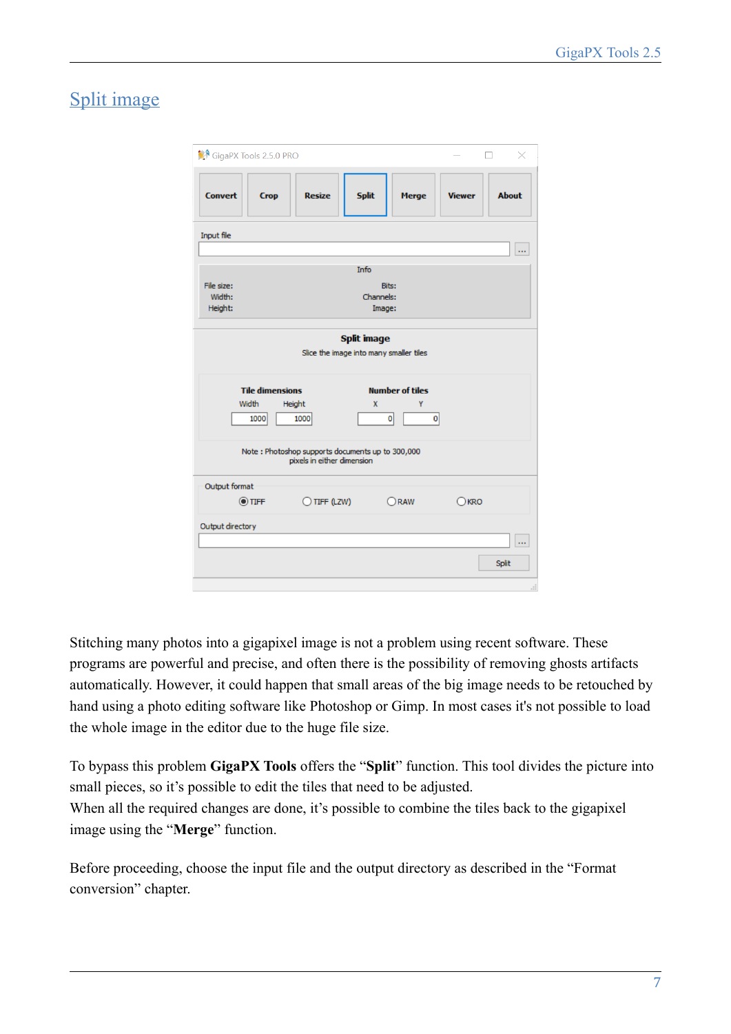# Split image

Stitching many photos into a gigapixel image is not a problem using recent software. These programs are powerful and precise, and often there is the possibility of removing ghosts artifacts automatically. However, it could happen that small areas of the big image needs to be retouched by hand using a photo editing software like Photoshop or Gimp. In most cases it's not possible to load the whole image in the editor due to the huge file size.

To bypass this problem **GigaPX Tools** offers the "**Split**" function. This tool divides the picture into small pieces, so it's possible to edit the tiles that need to be adjusted.
When all the required changes are done, it's possible to combine the tiles back to the gigapixel image using the "**Merge**" function.

Before proceeding, choose the input file and the output directory as described in the "Format conversion" chapter.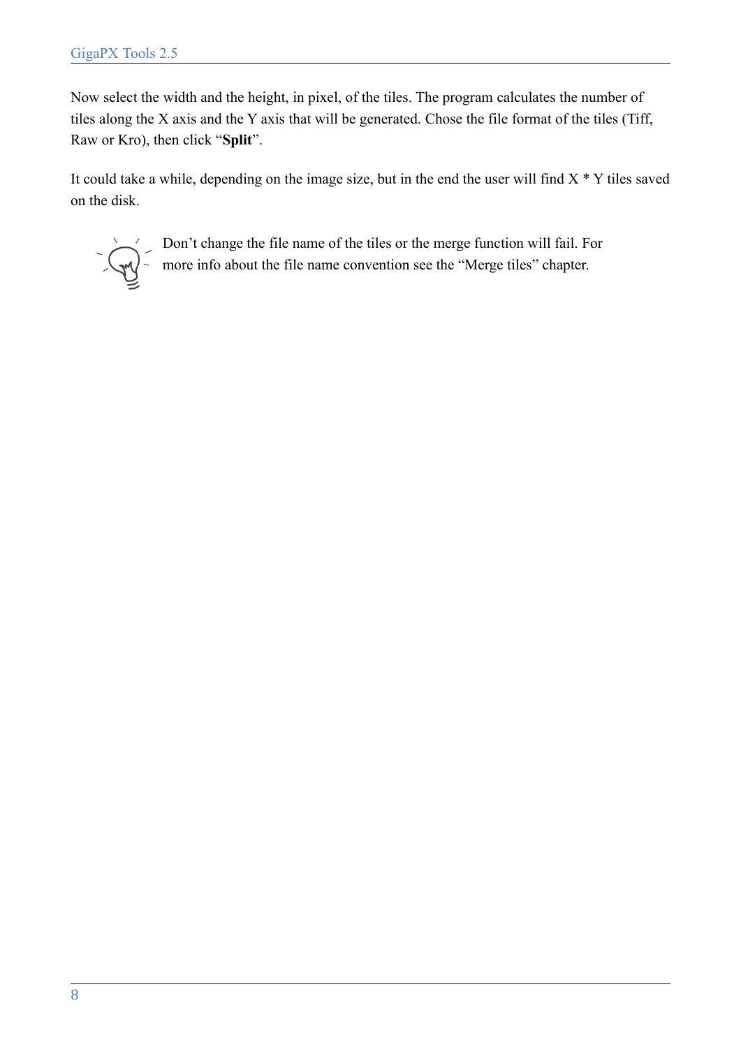Now select the width and the height, in pixel, of the tiles. The program calculates the number of tiles along the X axis and the Y axis that will be generated. Chose the file format of the tiles (Tiff, Raw or Kro), then click “**Split**”.

It could take a while, depending on the image size, but in the end the user will find X * Y tiles saved on the disk.

Don’t change the file name of the tiles or the merge function will fail. For more info about the file name convention see the “Merge tiles” chapter.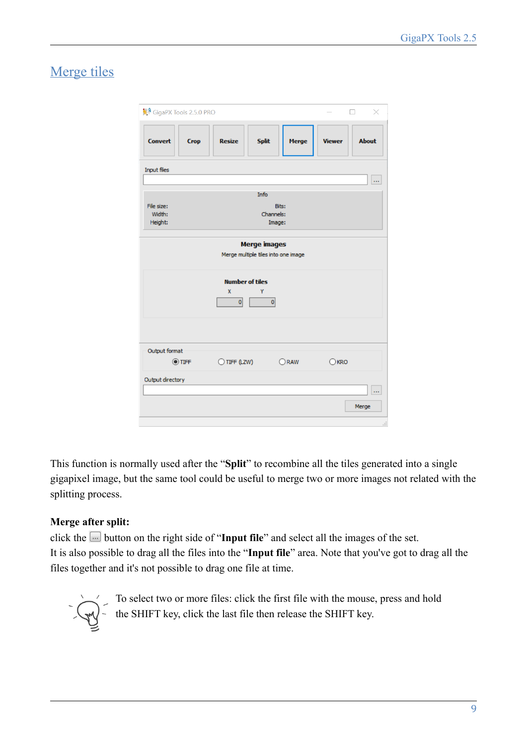# Merge tiles

This function is normally used after the "**Split**" to recombine all the tiles generated into a single gigapixel image, but the same tool could be useful to merge two or more images not related with the splitting process.

**Merge after split:**

click the ... button on the right side of "**Input file**" and select all the images of the set.
It is also possible to drag all the files into the "**Input file**" area. Note that you've got to drag all the files together and it's not possible to drag one file at time.

To select two or more files: click the first file with the mouse, press and hold the SHIFT key, click the last file then release the SHIFT key.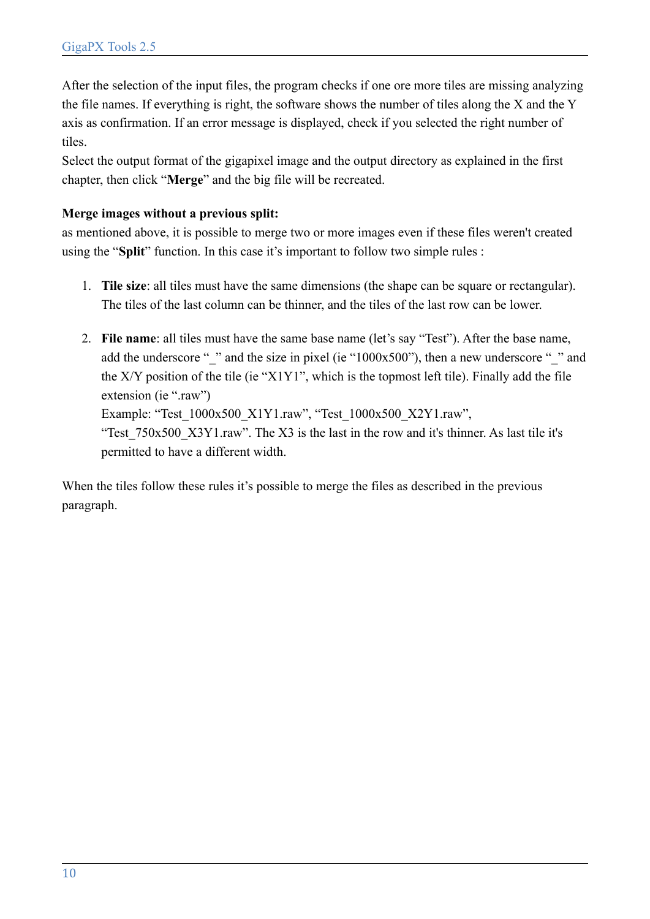After the selection of the input files, the program checks if one ore more tiles are missing analyzing the file names. If everything is right, the software shows the number of tiles along the X and the Y axis as confirmation. If an error message is displayed, check if you selected the right number of tiles.
Select the output format of the gigapixel image and the output directory as explained in the first chapter, then click "**Merge**" and the big file will be recreated.

**Merge images without a previous split:**
as mentioned above, it is possible to merge two or more images even if these files weren't created using the "**Split**" function. In this case it's important to follow two simple rules :

1. **Tile size**: all tiles must have the same dimensions (the shape can be square or rectangular). The tiles of the last column can be thinner, and the tiles of the last row can be lower.

2. **File name**: all tiles must have the same base name (let's say "Test"). After the base name, add the underscore "_" and the size in pixel (ie "1000x500"), then a new underscore "_" and the X/Y position of the tile (ie "X1Y1", which is the topmost left tile). Finally add the file extension (ie ".raw")
   Example: "Test_1000x500_X1Y1.raw", "Test_1000x500_X2Y1.raw", "Test_750x500_X3Y1.raw". The X3 is the last in the row and it's thinner. As last tile it's permitted to have a different width.

When the tiles follow these rules it's possible to merge the files as described in the previous paragraph.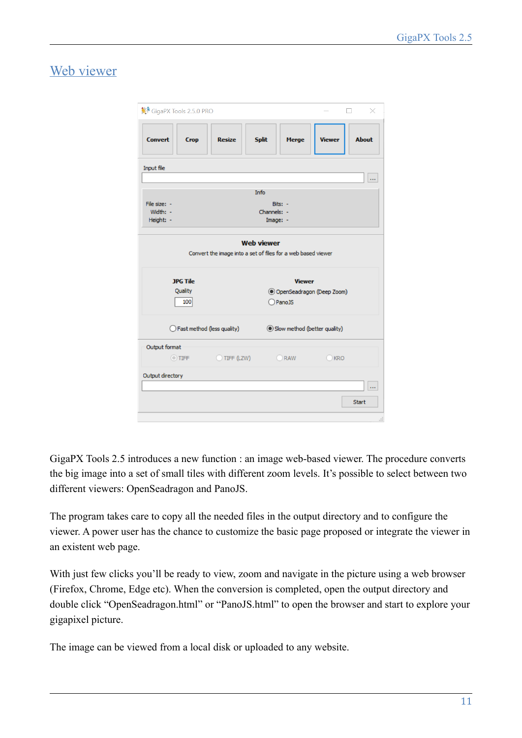# Web viewer

GigaPX Tools 2.5 introduces a new function : an image web-based viewer. The procedure converts the big image into a set of small tiles with different zoom levels. It's possible to select between two different viewers: OpenSeadragon and PanoJS.

The program takes care to copy all the needed files in the output directory and to configure the viewer. A power user has the chance to customize the basic page proposed or integrate the viewer in an existent web page.

With just few clicks you'll be ready to view, zoom and navigate in the picture using a web browser (Firefox, Chrome, Edge etc). When the conversion is completed, open the output directory and double click "OpenSeadragon.html" or "PanoJS.html" to open the browser and start to explore your gigapixel picture.

The image can be viewed from a local disk or uploaded to any website.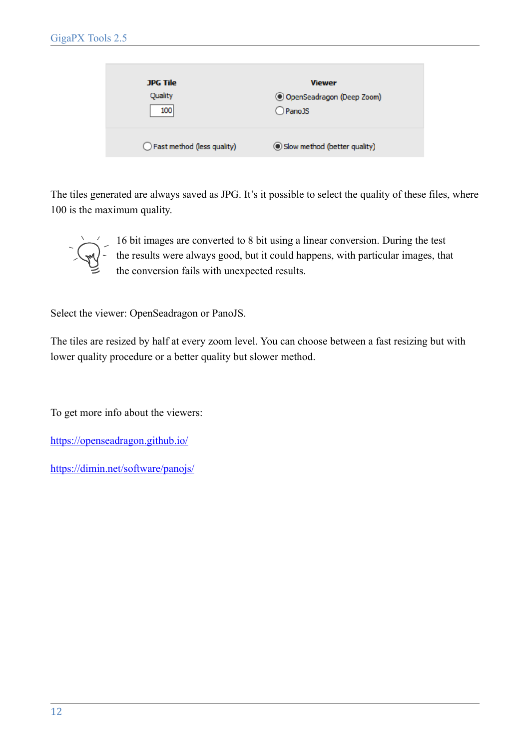The tiles generated are always saved as JPG. It's it possible to select the quality of these files, where 100 is the maximum quality.

16 bit images are converted to 8 bit using a linear conversion. During the test the results were always good, but it could happens, with particular images, that the conversion fails with unexpected results.

Select the viewer: OpenSeadragon or PanoJS.

The tiles are resized by half at every zoom level. You can choose between a fast resizing but with lower quality procedure or a better quality but slower method.

To get more info about the viewers:

https://openseadragon.github.io/

https://dimin.net/software/panojs/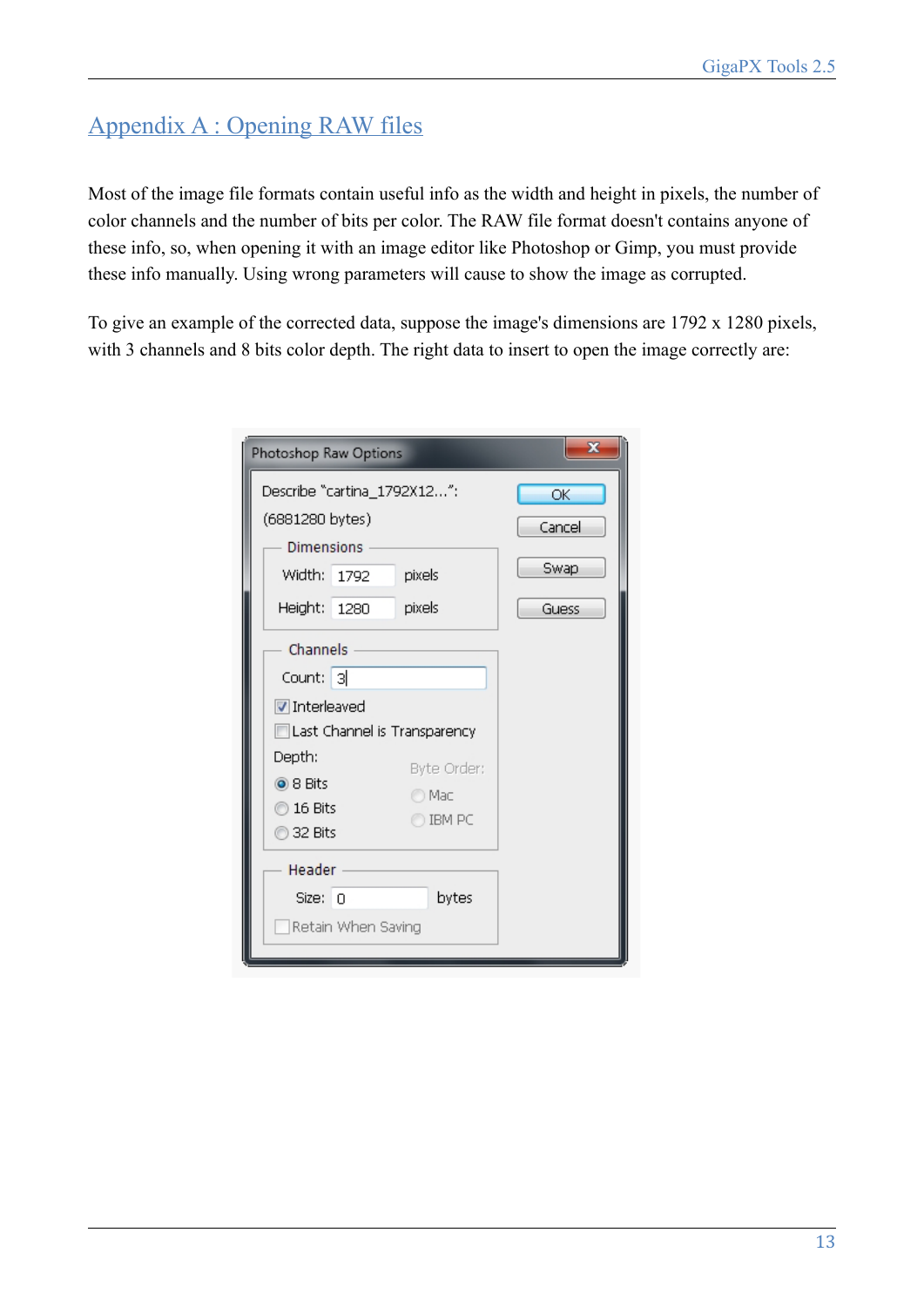# Appendix A : Opening RAW files

Most of the image file formats contain useful info as the width and height in pixels, the number of color channels and the number of bits per color. The RAW file format doesn't contains anyone of these info, so, when opening it with an image editor like Photoshop or Gimp, you must provide these info manually. Using wrong parameters will cause to show the image as corrupted.

To give an example of the corrected data, suppose the image's dimensions are 1792 x 1280 pixels, with 3 channels and 8 bits color depth. The right data to insert to open the image correctly are: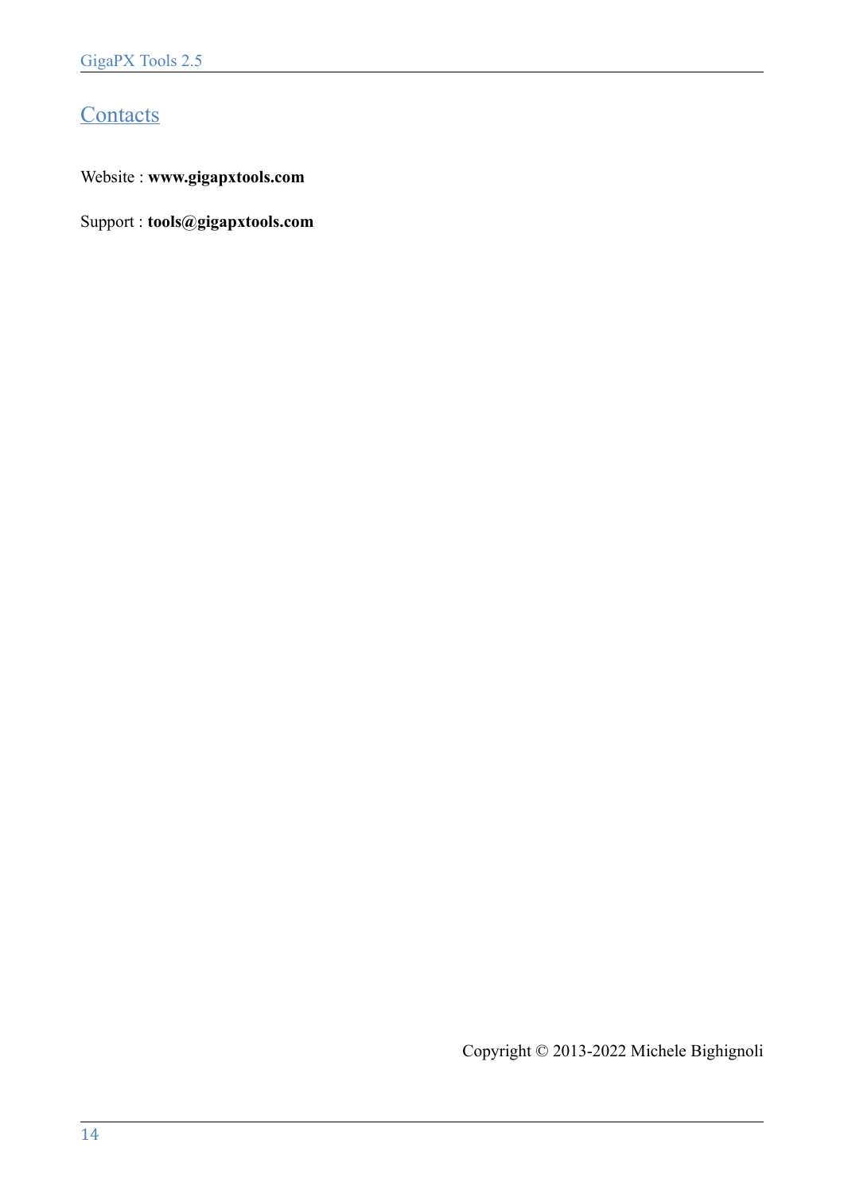## Contacts

Website : **www.gigapxtools.com**

Support : **tools@gigapxtools.com**

Copyright © 2013-2022 Michele Bighignoli